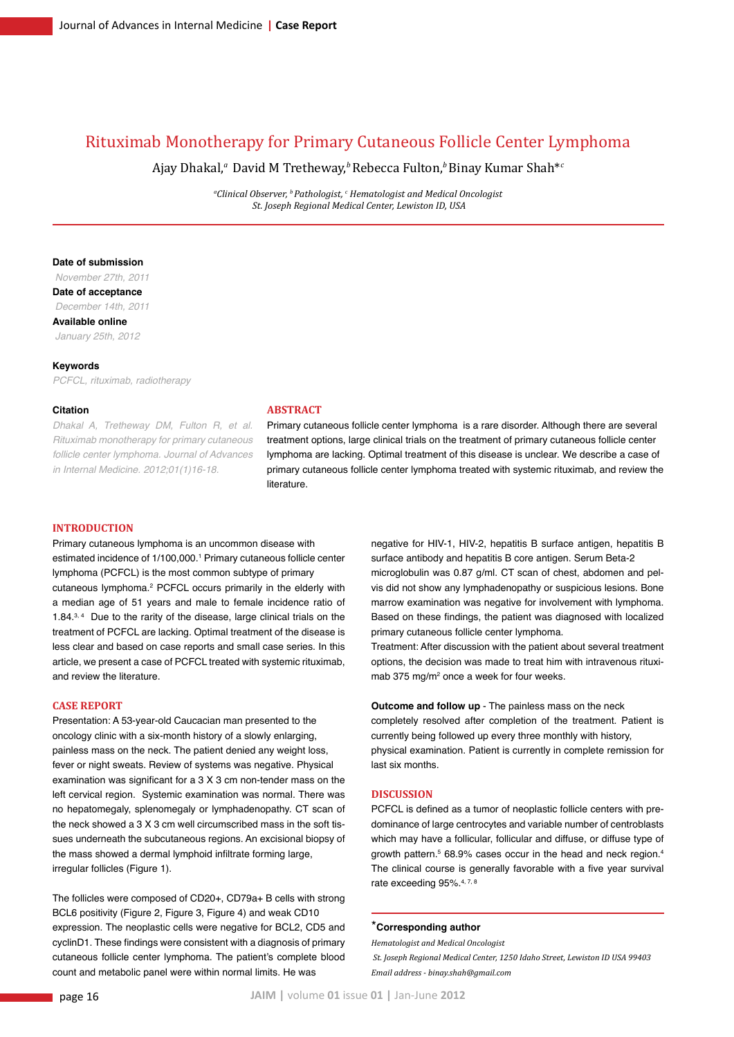# Rituximab Monotherapy for Primary Cutaneous Follicle Center Lymphoma

Ajay Dhakal,[a] David M Tretheway,[b] Rebecca Fulton,[b] Binay Kumar Shah*[c]

*[a]Clinical Observer, [b]Pathologist, [c] Hematologist and Medical Oncologist*
*St. Joseph Regional Medical Center, Lewiston ID, USA*

**Date of submission**
*November 27th, 2011*

**Date of acceptance**
*December 14th, 2011*

**Available online**
*January 25th, 2012*

**Keywords**
*PCFCL, rituximab, radiotherapy*

**Citation**
*Dhakal A, Tretheway DM, Fulton R, et al. Rituximab monotherapy for primary cutaneous follicle center lymphoma. Journal of Advances in Internal Medicine. 2012;01(1)16-18.*

## ABSTRACT

Primary cutaneous follicle center lymphoma is a rare disorder. Although there are several treatment options, large clinical trials on the treatment of primary cutaneous follicle center lymphoma are lacking. Optimal treatment of this disease is unclear. We describe a case of primary cutaneous follicle center lymphoma treated with systemic rituximab, and review the literature.

## INTRODUCTION

Primary cutaneous lymphoma is an uncommon disease with estimated incidence of 1/100,000.[1] Primary cutaneous follicle center lymphoma (PCFCL) is the most common subtype of primary cutaneous lymphoma.[2] PCFCL occurs primarily in the elderly with a median age of 51 years and male to female incidence ratio of 1.84.[3, 4] Due to the rarity of the disease, large clinical trials on the treatment of PCFCL are lacking. Optimal treatment of the disease is less clear and based on case reports and small case series. In this article, we present a case of PCFCL treated with systemic rituximab, and review the literature.

## CASE REPORT

Presentation: A 53-year-old Caucacian man presented to the oncology clinic with a six-month history of a slowly enlarging, painless mass on the neck. The patient denied any weight loss, fever or night sweats. Review of systems was negative. Physical examination was significant for a 3 X 3 cm non-tender mass on the left cervical region. Systemic examination was normal. There was no hepatomegaly, splenomegaly or lymphadenopathy. CT scan of the neck showed a 3 X 3 cm well circumscribed mass in the soft tissues underneath the subcutaneous regions. An excisional biopsy of the mass showed a dermal lymphoid infiltrate forming large, irregular follicles (Figure 1).

The follicles were composed of CD20+, CD79a+ B cells with strong BCL6 positivity (Figure 2, Figure 3, Figure 4) and weak CD10 expression. The neoplastic cells were negative for BCL2, CD5 and cyclinD1. These findings were consistent with a diagnosis of primary cutaneous follicle center lymphoma. The patient's complete blood count and metabolic panel were within normal limits. He was negative for HIV-1, HIV-2, hepatitis B surface antigen, hepatitis B surface antibody and hepatitis B core antigen. Serum Beta-2 microglobulin was 0.87 g/ml. CT scan of chest, abdomen and pelvis did not show any lymphadenopathy or suspicious lesions. Bone marrow examination was negative for involvement with lymphoma. Based on these findings, the patient was diagnosed with localized primary cutaneous follicle center lymphoma.

Treatment: After discussion with the patient about several treatment options, the decision was made to treat him with intravenous rituximab 375 mg/m$^2$ once a week for four weeks.

**Outcome and follow up** - The painless mass on the neck completely resolved after completion of the treatment. Patient is currently being followed up every three monthly with history, physical examination. Patient is currently in complete remission for last six months.

## DISCUSSION

PCFCL is defined as a tumor of neoplastic follicle centers with predominance of large centrocytes and variable number of centroblasts which may have a follicular, follicular and diffuse, or diffuse type of growth pattern.[5] 68.9% cases occur in the head and neck region.[4] The clinical course is generally favorable with a five year survival rate exceeding 95%.[4, 7, 8]

---

**\*Corresponding author**
*Hematologist and Medical Oncologist*
*St. Joseph Regional Medical Center, 1250 Idaho Street, Lewiston ID USA 99403*
*Email address - binay.shah@gmail.com*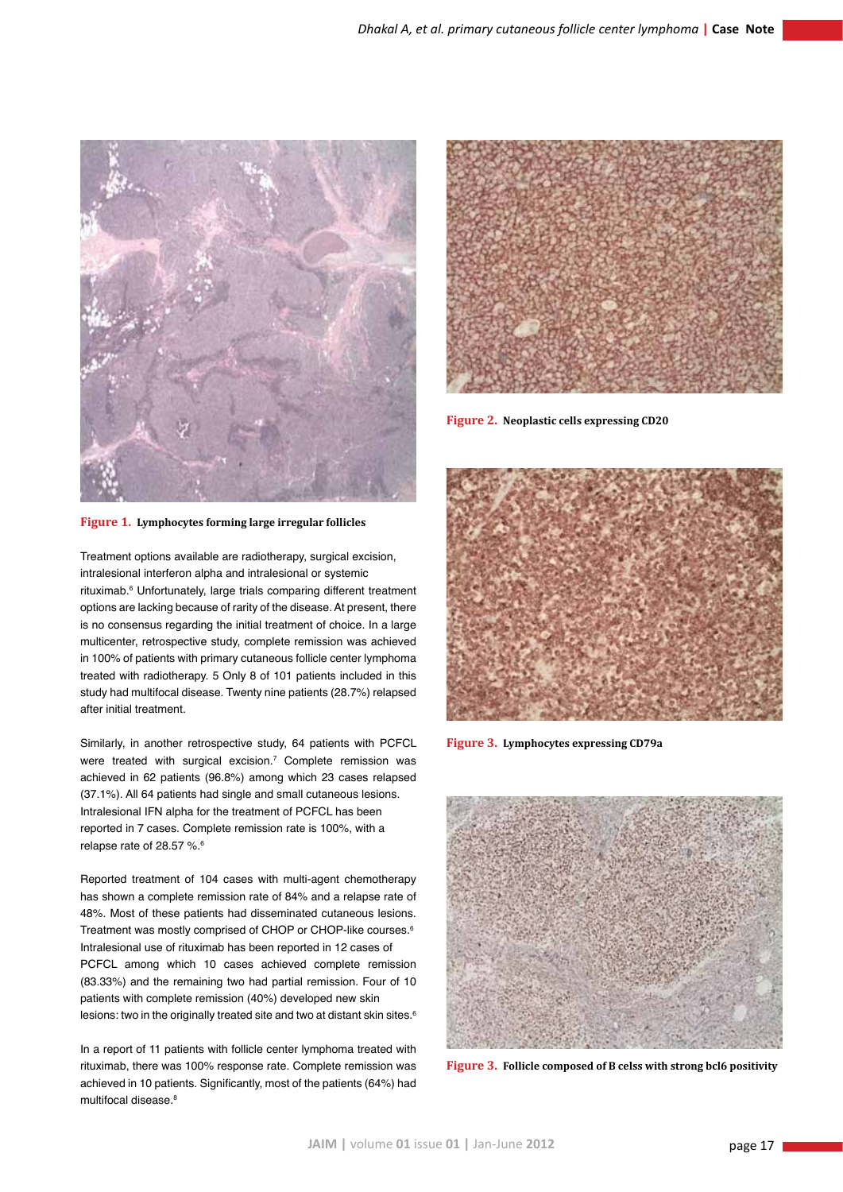Figure 1. **Lymphocytes forming large irregular follicles**

Treatment options available are radiotherapy, surgical excision, intralesional interferon alpha and intralesional or systemic rituximab.[6] Unfortunately, large trials comparing different treatment options are lacking because of rarity of the disease. At present, there is no consensus regarding the initial treatment of choice. In a large multicenter, retrospective study, complete remission was achieved in 100% of patients with primary cutaneous follicle center lymphoma treated with radiotherapy. 5 Only 8 of 101 patients included in this study had multifocal disease. Twenty nine patients (28.7%) relapsed after initial treatment.

Similarly, in another retrospective study, 64 patients with PCFCL were treated with surgical excision.[7] Complete remission was achieved in 62 patients (96.8%) among which 23 cases relapsed (37.1%). All 64 patients had single and small cutaneous lesions. Intralesional IFN alpha for the treatment of PCFCL has been reported in 7 cases. Complete remission rate is 100%, with a relapse rate of 28.57 %.[6]

Reported treatment of 104 cases with multi-agent chemotherapy has shown a complete remission rate of 84% and a relapse rate of 48%. Most of these patients had disseminated cutaneous lesions. Treatment was mostly comprised of CHOP or CHOP-like courses.[6] Intralesional use of rituximab has been reported in 12 cases of PCFCL among which 10 cases achieved complete remission (83.33%) and the remaining two had partial remission. Four of 10 patients with complete remission (40%) developed new skin lesions: two in the originally treated site and two at distant skin sites.[6]

In a report of 11 patients with follicle center lymphoma treated with rituximab, there was 100% response rate. Complete remission was achieved in 10 patients. Significantly, most of the patients (64%) had multifocal disease.[8]

Figure 2. **Neoplastic cells expressing CD20**

Figure 3. **Lymphocytes expressing CD79a**

Figure 3. **Follicle composed of B celss with strong bcl6 positivity**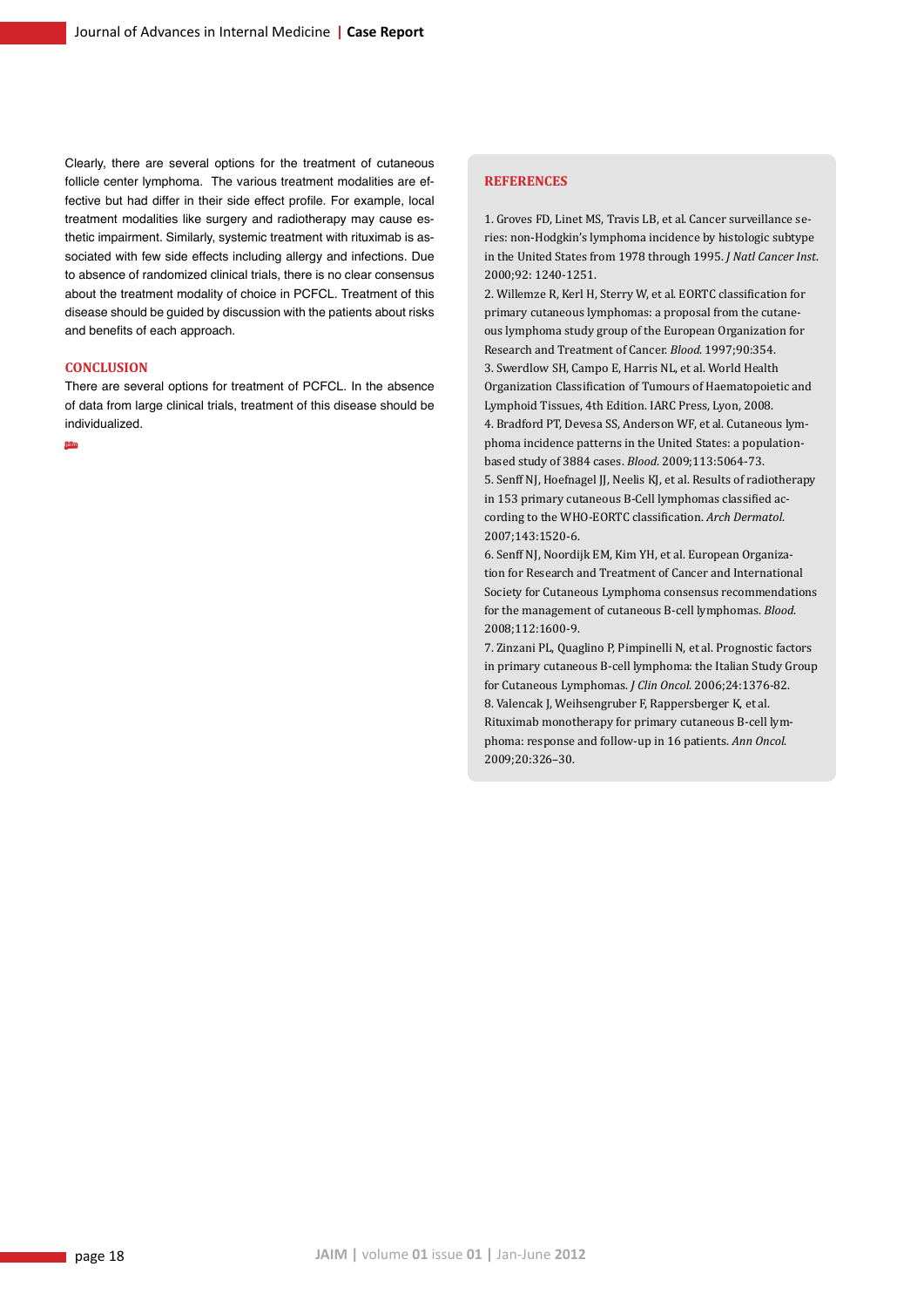Clearly, there are several options for the treatment of cutaneous follicle center lymphoma. The various treatment modalities are effective but had differ in their side effect profile. For example, local treatment modalities like surgery and radiotherapy may cause esthetic impairment. Similarly, systemic treatment with rituximab is associated with few side effects including allergy and infections. Due to absence of randomized clinical trials, there is no clear consensus about the treatment modality of choice in PCFCL. Treatment of this disease should be guided by discussion with the patients about risks and benefits of each approach.

## CONCLUSION

There are several options for treatment of PCFCL. In the absence of data from large clinical trials, treatment of this disease should be individualized.

## REFERENCES

1. Groves FD, Linet MS, Travis LB, et al. Cancer surveillance series: non-Hodgkin's lymphoma incidence by histologic subtype in the United States from 1978 through 1995. *J Natl Cancer Inst*. 2000;92: 1240-1251.
2. Willemze R, Kerl H, Sterry W, et al. EORTC classification for primary cutaneous lymphomas: a proposal from the cutaneous lymphoma study group of the European Organization for Research and Treatment of Cancer. *Blood*. 1997;90:354.
3. Swerdlow SH, Campo E, Harris NL, et al. World Health Organization Classification of Tumours of Haematopoietic and Lymphoid Tissues, 4th Edition. IARC Press, Lyon, 2008.
4. Bradford PT, Devesa SS, Anderson WF, et al. Cutaneous lymphoma incidence patterns in the United States: a population-based study of 3884 cases. *Blood*. 2009;113:5064-73.
5. Senff NJ, Hoefnagel JJ, Neelis KJ, et al. Results of radiotherapy in 153 primary cutaneous B-Cell lymphomas classified according to the WHO-EORTC classification. *Arch Dermatol*. 2007;143:1520-6.
6. Senff NJ, Noordijk EM, Kim YH, et al. European Organization for Research and Treatment of Cancer and International Society for Cutaneous Lymphoma consensus recommendations for the management of cutaneous B-cell lymphomas. *Blood*. 2008;112:1600-9.
7. Zinzani PL, Quaglino P, Pimpinelli N, et al. Prognostic factors in primary cutaneous B-cell lymphoma: the Italian Study Group for Cutaneous Lymphomas. *J Clin Oncol*. 2006;24:1376-82.
8. Valencak J, Weihsengruber F, Rappersberger K, et al. Rituximab monotherapy for primary cutaneous B-cell lymphoma: response and follow-up in 16 patients. *Ann Oncol*. 2009;20:326–30.